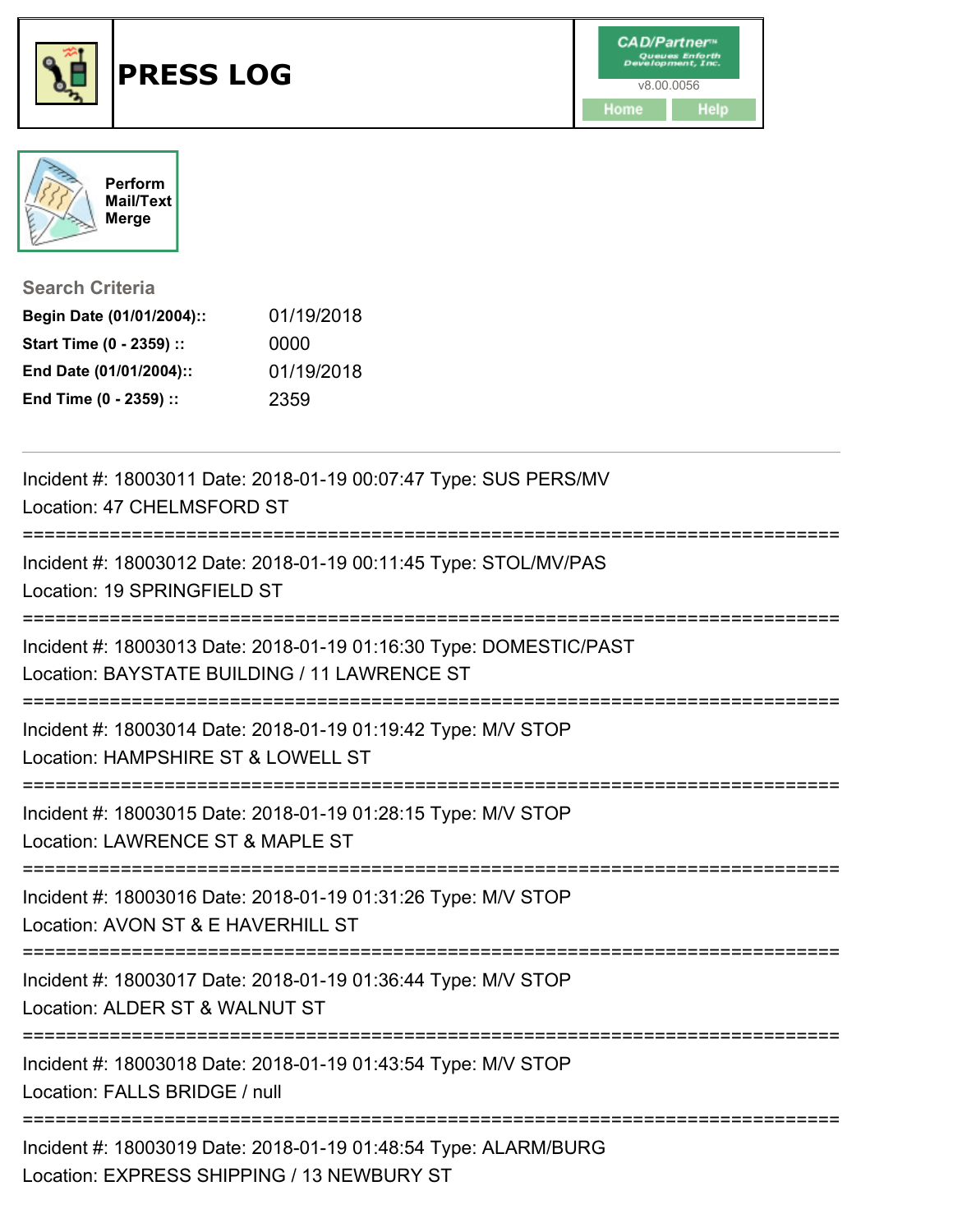# PRESS LOG

CAD/Partner™
v8.00.0056
Home Help

Perform Mail/Text Merge

### Search Criteria

**Begin Date (01/01/2004)::** 01/19/2018
**Start Time (0 - 2359) ::** 0000
**End Date (01/01/2004)::** 01/19/2018
**End Time (0 - 2359) ::** 2359

---

Incident #: 18003011 Date: 2018-01-19 00:07:47 Type: SUS PERS/MV
Location: 47 CHELMSFORD ST

===========================================================================

Incident #: 18003012 Date: 2018-01-19 00:11:45 Type: STOL/MV/PAS
Location: 19 SPRINGFIELD ST

===========================================================================

Incident #: 18003013 Date: 2018-01-19 01:16:30 Type: DOMESTIC/PAST
Location: BAYSTATE BUILDING / 11 LAWRENCE ST

===========================================================================

Incident #: 18003014 Date: 2018-01-19 01:19:42 Type: M/V STOP
Location: HAMPSHIRE ST & LOWELL ST

===========================================================================

Incident #: 18003015 Date: 2018-01-19 01:28:15 Type: M/V STOP
Location: LAWRENCE ST & MAPLE ST

===========================================================================

Incident #: 18003016 Date: 2018-01-19 01:31:26 Type: M/V STOP
Location: AVON ST & E HAVERHILL ST

===========================================================================

Incident #: 18003017 Date: 2018-01-19 01:36:44 Type: M/V STOP
Location: ALDER ST & WALNUT ST

===========================================================================

Incident #: 18003018 Date: 2018-01-19 01:43:54 Type: M/V STOP
Location: FALLS BRIDGE / null

===========================================================================

Incident #: 18003019 Date: 2018-01-19 01:48:54 Type: ALARM/BURG
Location: EXPRESS SHIPPING / 13 NEWBURY ST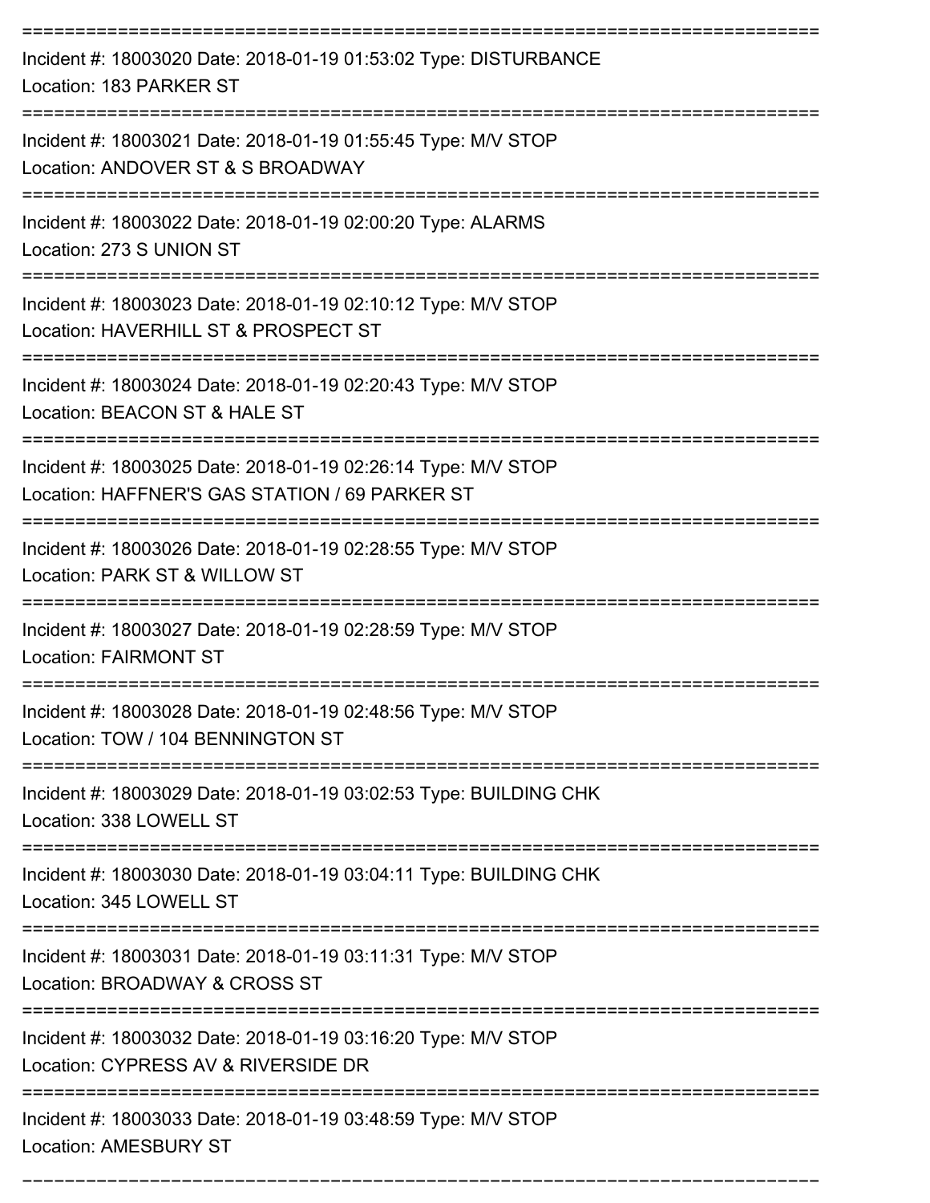Incident #: 18003020 Date: 2018-01-19 01:53:02 Type: DISTURBANCE
Location: 183 PARKER ST

---

Incident #: 18003021 Date: 2018-01-19 01:55:45 Type: M/V STOP
Location: ANDOVER ST & S BROADWAY

---

Incident #: 18003022 Date: 2018-01-19 02:00:20 Type: ALARMS
Location: 273 S UNION ST

---

Incident #: 18003023 Date: 2018-01-19 02:10:12 Type: M/V STOP
Location: HAVERHILL ST & PROSPECT ST

---

Incident #: 18003024 Date: 2018-01-19 02:20:43 Type: M/V STOP
Location: BEACON ST & HALE ST

---

Incident #: 18003025 Date: 2018-01-19 02:26:14 Type: M/V STOP
Location: HAFFNER'S GAS STATION / 69 PARKER ST

---

Incident #: 18003026 Date: 2018-01-19 02:28:55 Type: M/V STOP
Location: PARK ST & WILLOW ST

---

Incident #: 18003027 Date: 2018-01-19 02:28:59 Type: M/V STOP
Location: FAIRMONT ST

---

Incident #: 18003028 Date: 2018-01-19 02:48:56 Type: M/V STOP
Location: TOW / 104 BENNINGTON ST

---

Incident #: 18003029 Date: 2018-01-19 03:02:53 Type: BUILDING CHK
Location: 338 LOWELL ST

---

Incident #: 18003030 Date: 2018-01-19 03:04:11 Type: BUILDING CHK
Location: 345 LOWELL ST

---

Incident #: 18003031 Date: 2018-01-19 03:11:31 Type: M/V STOP
Location: BROADWAY & CROSS ST

---

Incident #: 18003032 Date: 2018-01-19 03:16:20 Type: M/V STOP
Location: CYPRESS AV & RIVERSIDE DR

---

Incident #: 18003033 Date: 2018-01-19 03:48:59 Type: M/V STOP
Location: AMESBURY ST

---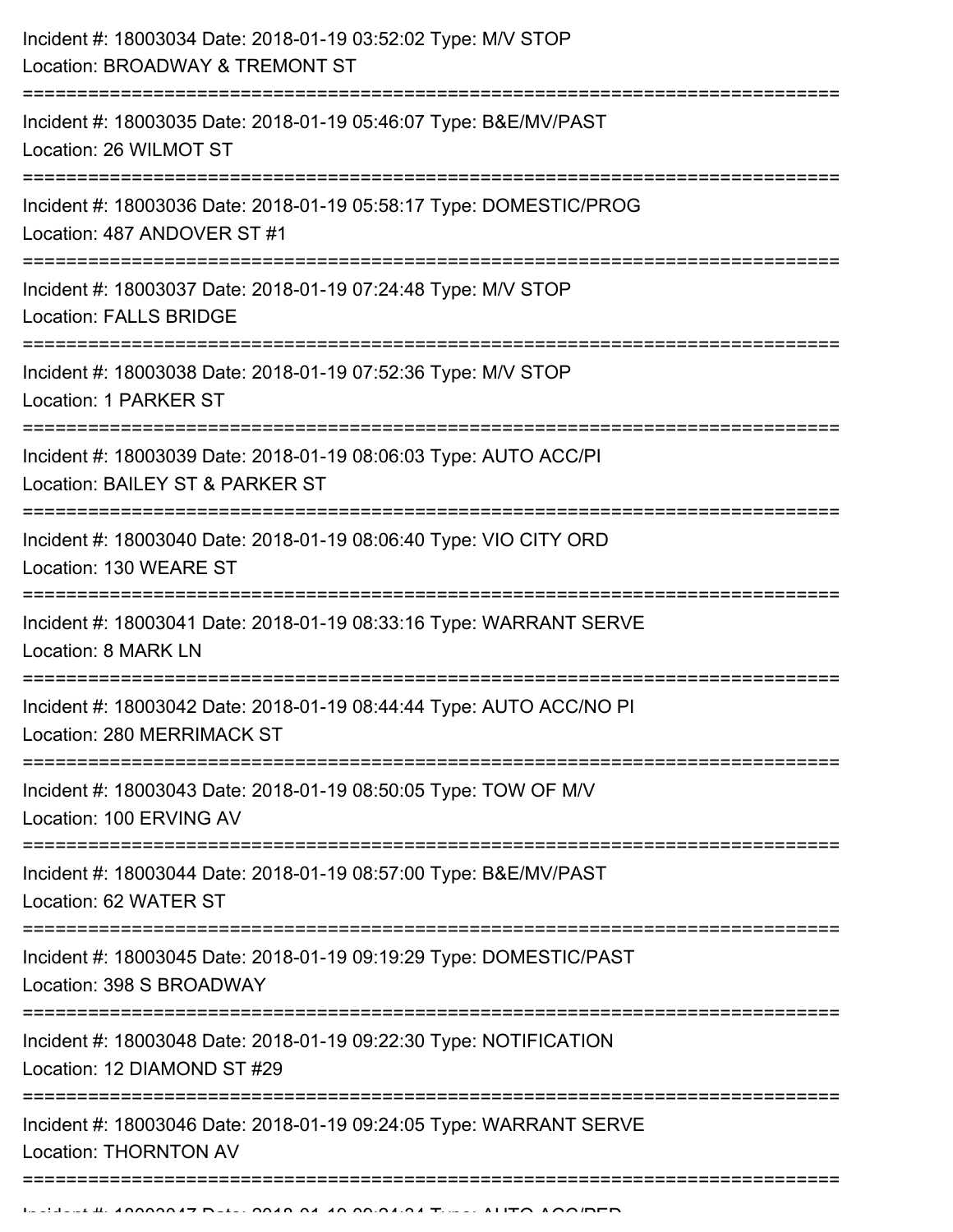Incident #: 18003034 Date: 2018-01-19 03:52:02 Type: M/V STOP
Location: BROADWAY & TREMONT ST

===========================================================================

Incident #: 18003035 Date: 2018-01-19 05:46:07 Type: B&E/MV/PAST
Location: 26 WILMOT ST

===========================================================================

Incident #: 18003036 Date: 2018-01-19 05:58:17 Type: DOMESTIC/PROG
Location: 487 ANDOVER ST #1

===========================================================================

Incident #: 18003037 Date: 2018-01-19 07:24:48 Type: M/V STOP
Location: FALLS BRIDGE

===========================================================================

Incident #: 18003038 Date: 2018-01-19 07:52:36 Type: M/V STOP
Location: 1 PARKER ST

===========================================================================

Incident #: 18003039 Date: 2018-01-19 08:06:03 Type: AUTO ACC/PI
Location: BAILEY ST & PARKER ST

===========================================================================

Incident #: 18003040 Date: 2018-01-19 08:06:40 Type: VIO CITY ORD
Location: 130 WEARE ST

===========================================================================

Incident #: 18003041 Date: 2018-01-19 08:33:16 Type: WARRANT SERVE
Location: 8 MARK LN

===========================================================================

Incident #: 18003042 Date: 2018-01-19 08:44:44 Type: AUTO ACC/NO PI
Location: 280 MERRIMACK ST

===========================================================================

Incident #: 18003043 Date: 2018-01-19 08:50:05 Type: TOW OF M/V
Location: 100 ERVING AV

===========================================================================

Incident #: 18003044 Date: 2018-01-19 08:57:00 Type: B&E/MV/PAST
Location: 62 WATER ST

===========================================================================

Incident #: 18003045 Date: 2018-01-19 09:19:29 Type: DOMESTIC/PAST
Location: 398 S BROADWAY

===========================================================================

Incident #: 18003048 Date: 2018-01-19 09:22:30 Type: NOTIFICATION
Location: 12 DIAMOND ST #29

===========================================================================

Incident #: 18003046 Date: 2018-01-19 09:24:05 Type: WARRANT SERVE
Location: THORNTON AV

===========================================================================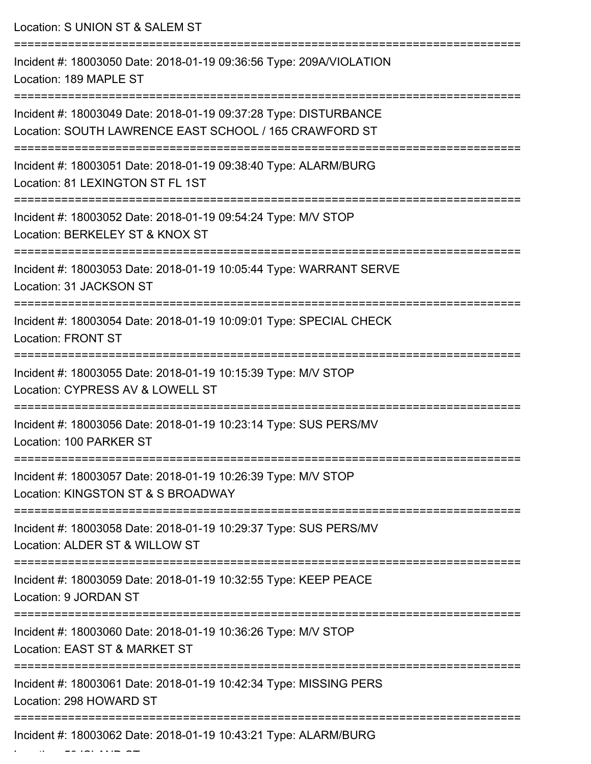Location: S UNION ST & SALEM ST

===========================================================================

Incident #: 18003050 Date: 2018-01-19 09:36:56 Type: 209A/VIOLATION

Location: 189 MAPLE ST

===========================================================================

Incident #: 18003049 Date: 2018-01-19 09:37:28 Type: DISTURBANCE

Location: SOUTH LAWRENCE EAST SCHOOL / 165 CRAWFORD ST

===========================================================================

Incident #: 18003051 Date: 2018-01-19 09:38:40 Type: ALARM/BURG

Location: 81 LEXINGTON ST FL 1ST

===========================================================================

Incident #: 18003052 Date: 2018-01-19 09:54:24 Type: M/V STOP

Location: BERKELEY ST & KNOX ST

===========================================================================

Incident #: 18003053 Date: 2018-01-19 10:05:44 Type: WARRANT SERVE

Location: 31 JACKSON ST

===========================================================================

Incident #: 18003054 Date: 2018-01-19 10:09:01 Type: SPECIAL CHECK

Location: FRONT ST

===========================================================================

Incident #: 18003055 Date: 2018-01-19 10:15:39 Type: M/V STOP

Location: CYPRESS AV & LOWELL ST

===========================================================================

Incident #: 18003056 Date: 2018-01-19 10:23:14 Type: SUS PERS/MV

Location: 100 PARKER ST

===========================================================================

Incident #: 18003057 Date: 2018-01-19 10:26:39 Type: M/V STOP

Location: KINGSTON ST & S BROADWAY

===========================================================================

Incident #: 18003058 Date: 2018-01-19 10:29:37 Type: SUS PERS/MV

Location: ALDER ST & WILLOW ST

===========================================================================

Incident #: 18003059 Date: 2018-01-19 10:32:55 Type: KEEP PEACE

Location: 9 JORDAN ST

===========================================================================

Incident #: 18003060 Date: 2018-01-19 10:36:26 Type: M/V STOP

Location: EAST ST & MARKET ST

===========================================================================

Incident #: 18003061 Date: 2018-01-19 10:42:34 Type: MISSING PERS

Location: 298 HOWARD ST

===========================================================================

Incident #: 18003062 Date: 2018-01-19 10:43:21 Type: ALARM/BURG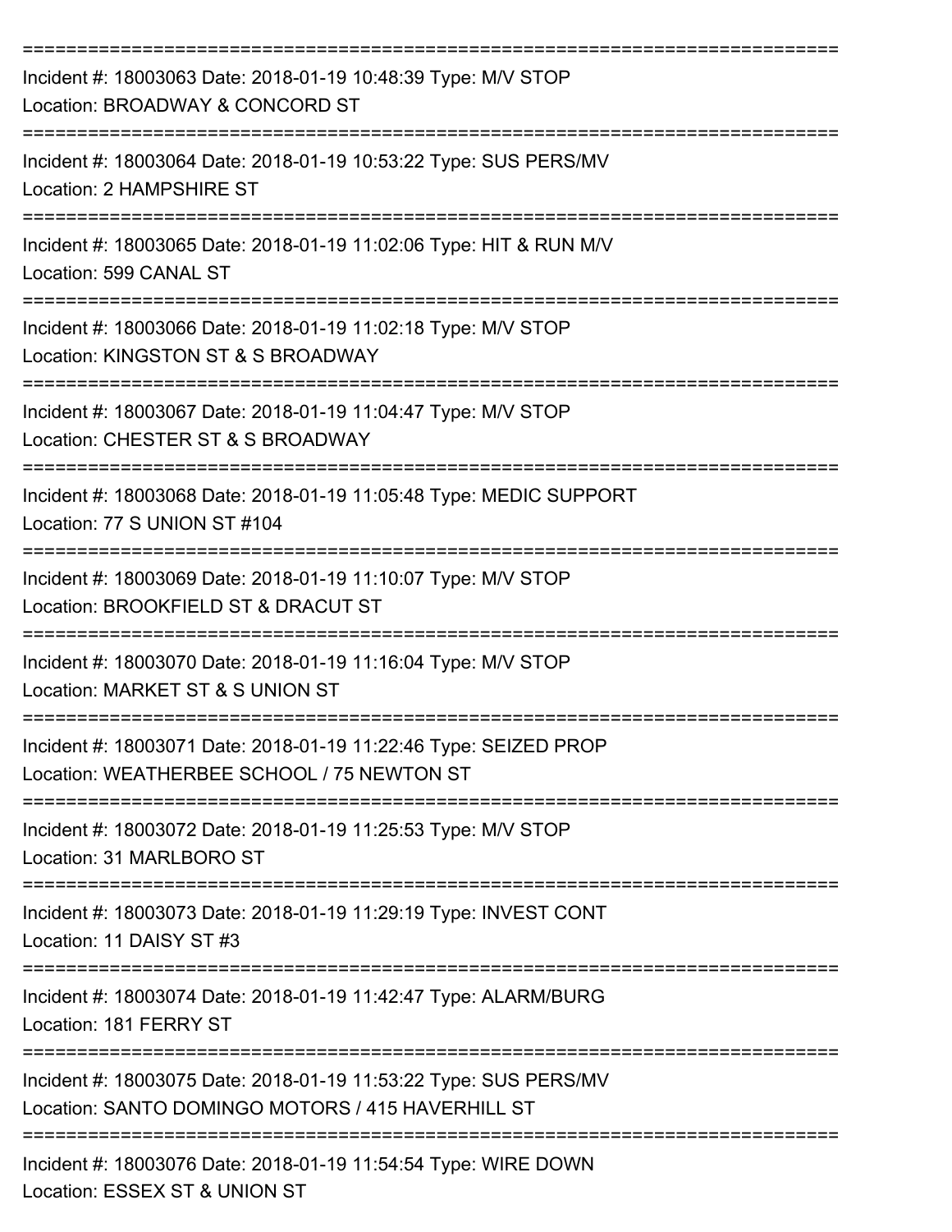===========================================================================

Incident #: 18003063 Date: 2018-01-19 10:48:39 Type: M/V STOP
Location: BROADWAY & CONCORD ST

===========================================================================

Incident #: 18003064 Date: 2018-01-19 10:53:22 Type: SUS PERS/MV
Location: 2 HAMPSHIRE ST

===========================================================================

Incident #: 18003065 Date: 2018-01-19 11:02:06 Type: HIT & RUN M/V
Location: 599 CANAL ST

===========================================================================

Incident #: 18003066 Date: 2018-01-19 11:02:18 Type: M/V STOP
Location: KINGSTON ST & S BROADWAY

===========================================================================

Incident #: 18003067 Date: 2018-01-19 11:04:47 Type: M/V STOP
Location: CHESTER ST & S BROADWAY

===========================================================================

Incident #: 18003068 Date: 2018-01-19 11:05:48 Type: MEDIC SUPPORT
Location: 77 S UNION ST #104

===========================================================================

Incident #: 18003069 Date: 2018-01-19 11:10:07 Type: M/V STOP
Location: BROOKFIELD ST & DRACUT ST

===========================================================================

Incident #: 18003070 Date: 2018-01-19 11:16:04 Type: M/V STOP
Location: MARKET ST & S UNION ST

===========================================================================

Incident #: 18003071 Date: 2018-01-19 11:22:46 Type: SEIZED PROP
Location: WEATHERBEE SCHOOL / 75 NEWTON ST

===========================================================================

Incident #: 18003072 Date: 2018-01-19 11:25:53 Type: M/V STOP
Location: 31 MARLBORO ST

===========================================================================

Incident #: 18003073 Date: 2018-01-19 11:29:19 Type: INVEST CONT
Location: 11 DAISY ST #3

===========================================================================

Incident #: 18003074 Date: 2018-01-19 11:42:47 Type: ALARM/BURG
Location: 181 FERRY ST

===========================================================================

Incident #: 18003075 Date: 2018-01-19 11:53:22 Type: SUS PERS/MV
Location: SANTO DOMINGO MOTORS / 415 HAVERHILL ST

===========================================================================

Incident #: 18003076 Date: 2018-01-19 11:54:54 Type: WIRE DOWN
Location: ESSEX ST & UNION ST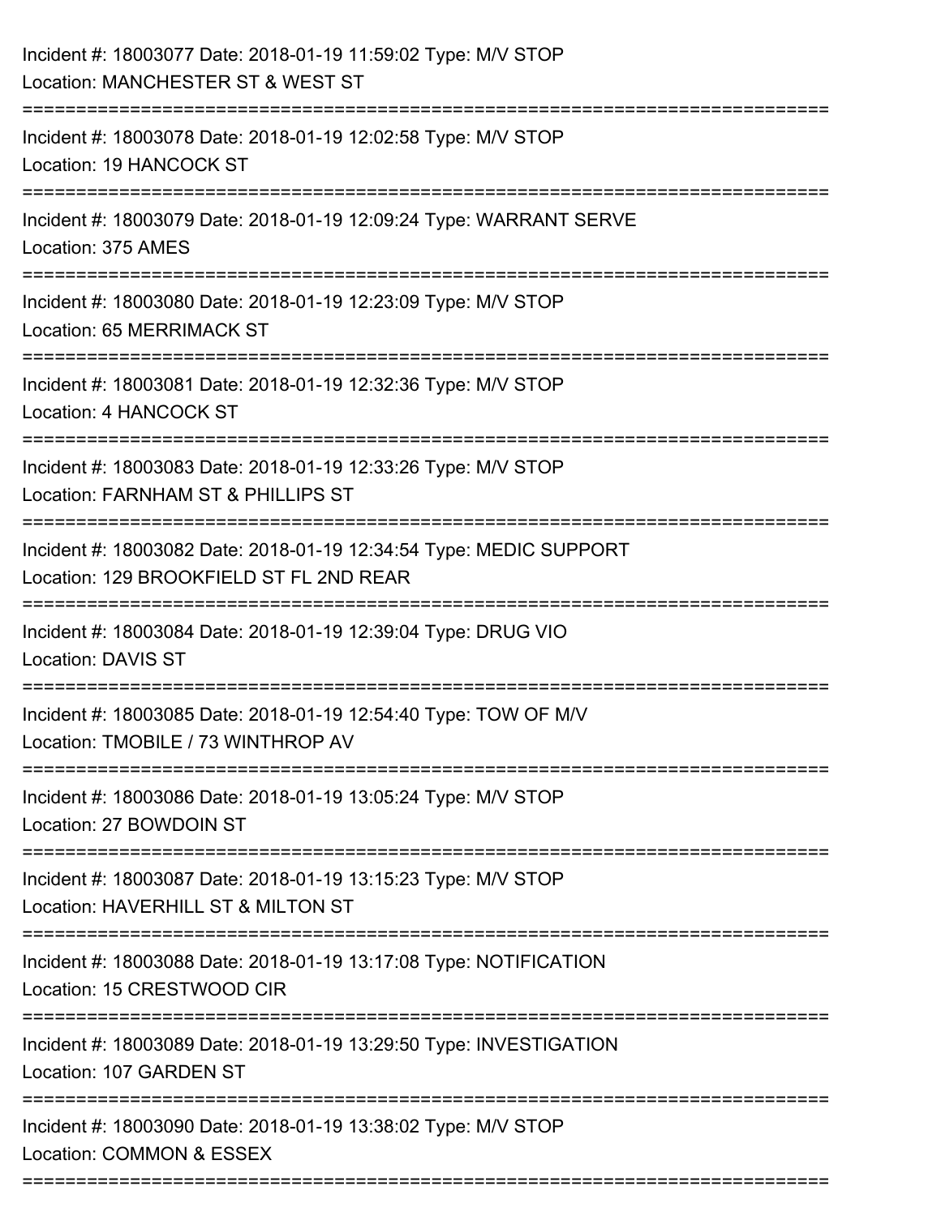Incident #: 18003077 Date: 2018-01-19 11:59:02 Type: M/V STOP
Location: MANCHESTER ST & WEST ST

===========================================================================

Incident #: 18003078 Date: 2018-01-19 12:02:58 Type: M/V STOP
Location: 19 HANCOCK ST

===========================================================================

Incident #: 18003079 Date: 2018-01-19 12:09:24 Type: WARRANT SERVE
Location: 375 AMES

===========================================================================

Incident #: 18003080 Date: 2018-01-19 12:23:09 Type: M/V STOP
Location: 65 MERRIMACK ST

===========================================================================

Incident #: 18003081 Date: 2018-01-19 12:32:36 Type: M/V STOP
Location: 4 HANCOCK ST

===========================================================================

Incident #: 18003083 Date: 2018-01-19 12:33:26 Type: M/V STOP
Location: FARNHAM ST & PHILLIPS ST

===========================================================================

Incident #: 18003082 Date: 2018-01-19 12:34:54 Type: MEDIC SUPPORT
Location: 129 BROOKFIELD ST FL 2ND REAR

===========================================================================

Incident #: 18003084 Date: 2018-01-19 12:39:04 Type: DRUG VIO
Location: DAVIS ST

===========================================================================

Incident #: 18003085 Date: 2018-01-19 12:54:40 Type: TOW OF M/V
Location: TMOBILE / 73 WINTHROP AV

===========================================================================

Incident #: 18003086 Date: 2018-01-19 13:05:24 Type: M/V STOP
Location: 27 BOWDOIN ST

===========================================================================

Incident #: 18003087 Date: 2018-01-19 13:15:23 Type: M/V STOP
Location: HAVERHILL ST & MILTON ST

===========================================================================

Incident #: 18003088 Date: 2018-01-19 13:17:08 Type: NOTIFICATION
Location: 15 CRESTWOOD CIR

===========================================================================

Incident #: 18003089 Date: 2018-01-19 13:29:50 Type: INVESTIGATION
Location: 107 GARDEN ST

===========================================================================

Incident #: 18003090 Date: 2018-01-19 13:38:02 Type: M/V STOP
Location: COMMON & ESSEX

===========================================================================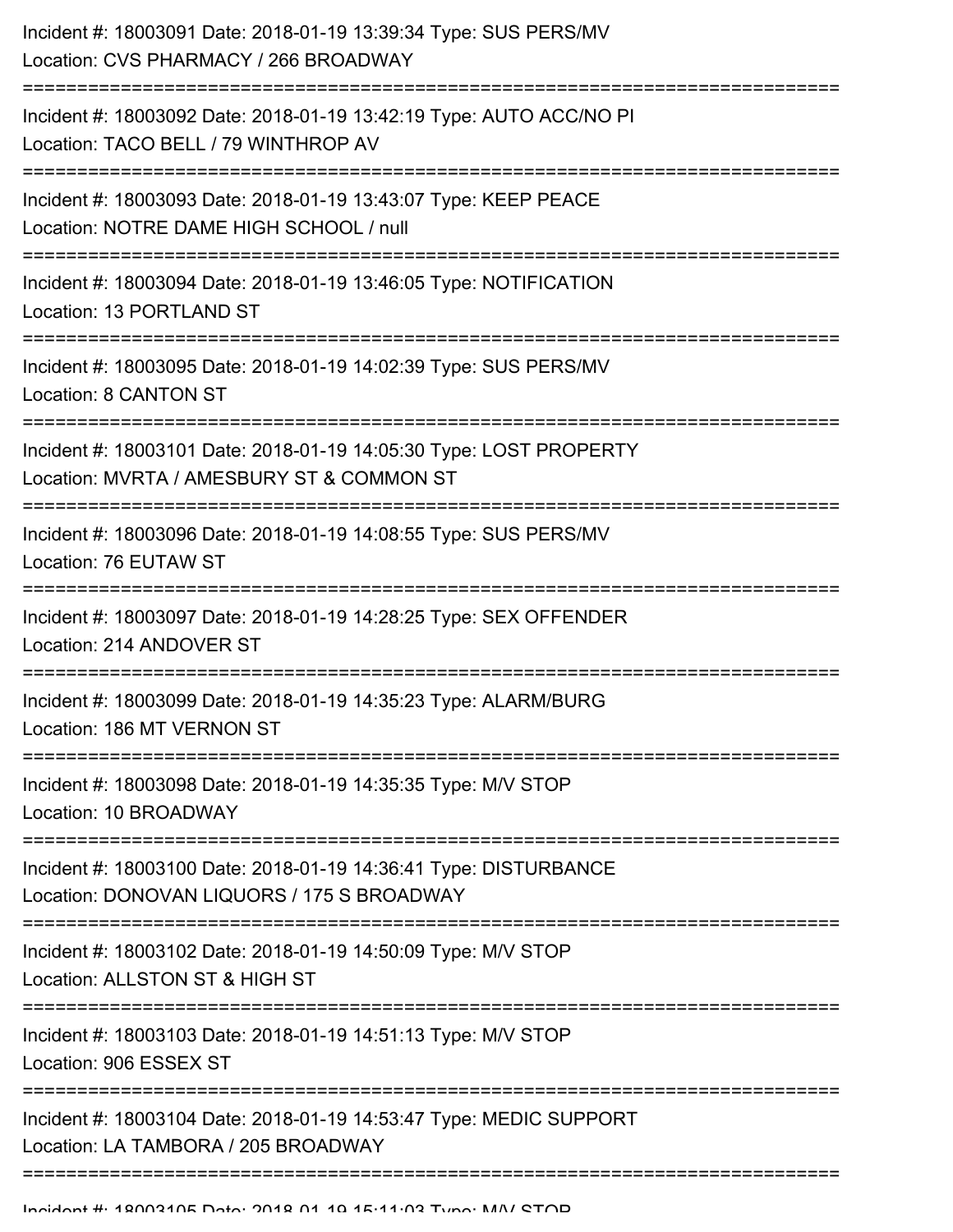Incident #: 18003091 Date: 2018-01-19 13:39:34 Type: SUS PERS/MV
Location: CVS PHARMACY / 266 BROADWAY

===========================================================================

Incident #: 18003092 Date: 2018-01-19 13:42:19 Type: AUTO ACC/NO PI
Location: TACO BELL / 79 WINTHROP AV

===========================================================================

Incident #: 18003093 Date: 2018-01-19 13:43:07 Type: KEEP PEACE
Location: NOTRE DAME HIGH SCHOOL / null

===========================================================================

Incident #: 18003094 Date: 2018-01-19 13:46:05 Type: NOTIFICATION
Location: 13 PORTLAND ST

===========================================================================

Incident #: 18003095 Date: 2018-01-19 14:02:39 Type: SUS PERS/MV
Location: 8 CANTON ST

===========================================================================

Incident #: 18003101 Date: 2018-01-19 14:05:30 Type: LOST PROPERTY
Location: MVRTA / AMESBURY ST & COMMON ST

===========================================================================

Incident #: 18003096 Date: 2018-01-19 14:08:55 Type: SUS PERS/MV
Location: 76 EUTAW ST

===========================================================================

Incident #: 18003097 Date: 2018-01-19 14:28:25 Type: SEX OFFENDER
Location: 214 ANDOVER ST

===========================================================================

Incident #: 18003099 Date: 2018-01-19 14:35:23 Type: ALARM/BURG
Location: 186 MT VERNON ST

===========================================================================

Incident #: 18003098 Date: 2018-01-19 14:35:35 Type: M/V STOP
Location: 10 BROADWAY

===========================================================================

Incident #: 18003100 Date: 2018-01-19 14:36:41 Type: DISTURBANCE
Location: DONOVAN LIQUORS / 175 S BROADWAY

===========================================================================

Incident #: 18003102 Date: 2018-01-19 14:50:09 Type: M/V STOP
Location: ALLSTON ST & HIGH ST

===========================================================================

Incident #: 18003103 Date: 2018-01-19 14:51:13 Type: M/V STOP
Location: 906 ESSEX ST

===========================================================================

Incident #: 18003104 Date: 2018-01-19 14:53:47 Type: MEDIC SUPPORT
Location: LA TAMBORA / 205 BROADWAY

===========================================================================

Incident #: 18003105 Date: 2018-01-19 15:11:03 Type: M/V STOP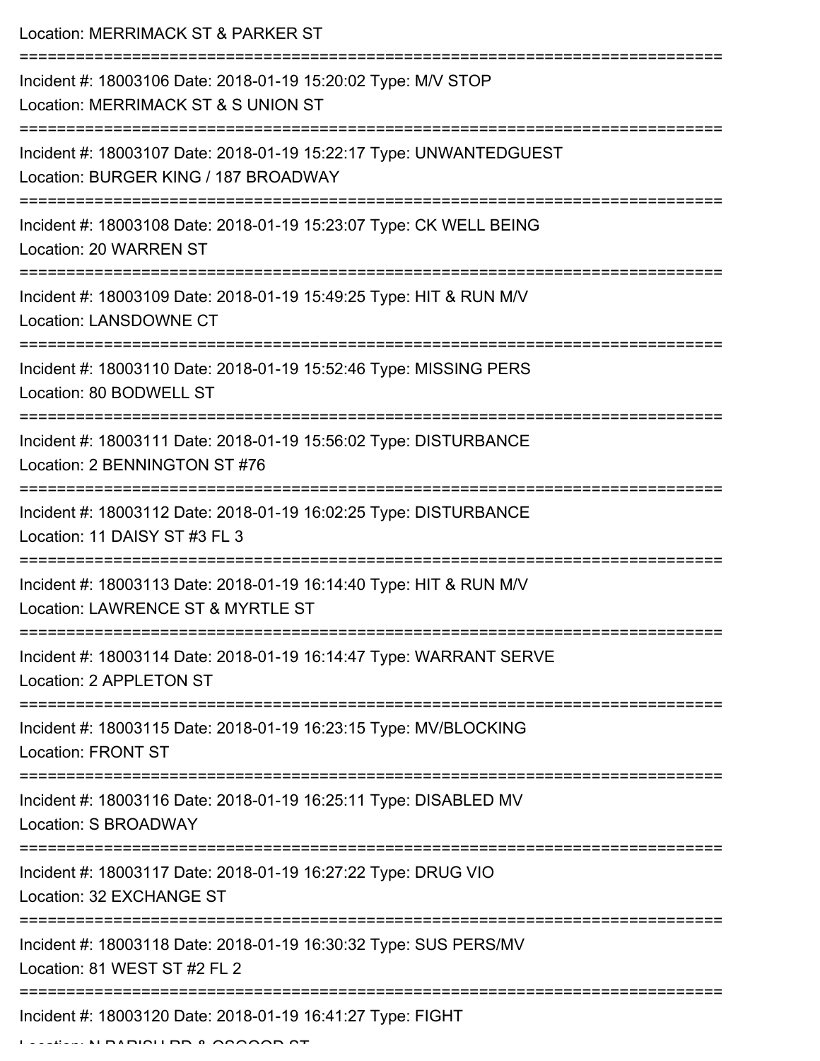Location: MERRIMACK ST & PARKER ST

===========================================================================

Incident #: 18003106 Date: 2018-01-19 15:20:02 Type: M/V STOP
Location: MERRIMACK ST & S UNION ST

===========================================================================

Incident #: 18003107 Date: 2018-01-19 15:22:17 Type: UNWANTEDGUEST
Location: BURGER KING / 187 BROADWAY

===========================================================================

Incident #: 18003108 Date: 2018-01-19 15:23:07 Type: CK WELL BEING
Location: 20 WARREN ST

===========================================================================

Incident #: 18003109 Date: 2018-01-19 15:49:25 Type: HIT & RUN M/V
Location: LANSDOWNE CT

===========================================================================

Incident #: 18003110 Date: 2018-01-19 15:52:46 Type: MISSING PERS
Location: 80 BODWELL ST

===========================================================================

Incident #: 18003111 Date: 2018-01-19 15:56:02 Type: DISTURBANCE
Location: 2 BENNINGTON ST #76

===========================================================================

Incident #: 18003112 Date: 2018-01-19 16:02:25 Type: DISTURBANCE
Location: 11 DAISY ST #3 FL 3

===========================================================================

Incident #: 18003113 Date: 2018-01-19 16:14:40 Type: HIT & RUN M/V
Location: LAWRENCE ST & MYRTLE ST

===========================================================================

Incident #: 18003114 Date: 2018-01-19 16:14:47 Type: WARRANT SERVE
Location: 2 APPLETON ST

===========================================================================

Incident #: 18003115 Date: 2018-01-19 16:23:15 Type: MV/BLOCKING
Location: FRONT ST

===========================================================================

Incident #: 18003116 Date: 2018-01-19 16:25:11 Type: DISABLED MV
Location: S BROADWAY

===========================================================================

Incident #: 18003117 Date: 2018-01-19 16:27:22 Type: DRUG VIO
Location: 32 EXCHANGE ST

===========================================================================

Incident #: 18003118 Date: 2018-01-19 16:30:32 Type: SUS PERS/MV
Location: 81 WEST ST #2 FL 2

===========================================================================

Incident #: 18003120 Date: 2018-01-19 16:41:27 Type: FIGHT
Location: N PARISH RD & OSGOOD ST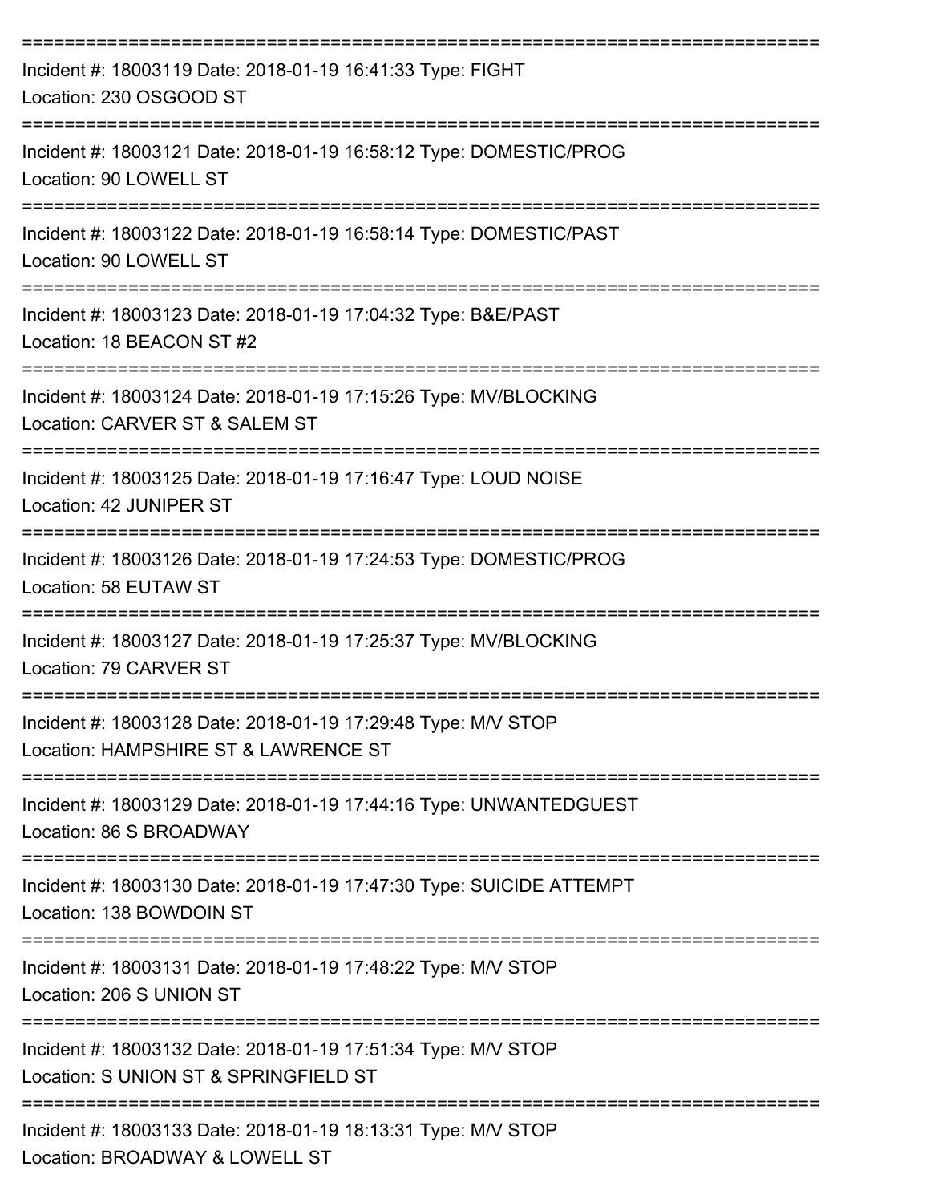===========================================================================

Incident #: 18003119 Date: 2018-01-19 16:41:33 Type: FIGHT
Location: 230 OSGOOD ST

===========================================================================

Incident #: 18003121 Date: 2018-01-19 16:58:12 Type: DOMESTIC/PROG
Location: 90 LOWELL ST

===========================================================================

Incident #: 18003122 Date: 2018-01-19 16:58:14 Type: DOMESTIC/PAST
Location: 90 LOWELL ST

===========================================================================

Incident #: 18003123 Date: 2018-01-19 17:04:32 Type: B&E/PAST
Location: 18 BEACON ST #2

===========================================================================

Incident #: 18003124 Date: 2018-01-19 17:15:26 Type: MV/BLOCKING
Location: CARVER ST & SALEM ST

===========================================================================

Incident #: 18003125 Date: 2018-01-19 17:16:47 Type: LOUD NOISE
Location: 42 JUNIPER ST

===========================================================================

Incident #: 18003126 Date: 2018-01-19 17:24:53 Type: DOMESTIC/PROG
Location: 58 EUTAW ST

===========================================================================

Incident #: 18003127 Date: 2018-01-19 17:25:37 Type: MV/BLOCKING
Location: 79 CARVER ST

===========================================================================

Incident #: 18003128 Date: 2018-01-19 17:29:48 Type: M/V STOP
Location: HAMPSHIRE ST & LAWRENCE ST

===========================================================================

Incident #: 18003129 Date: 2018-01-19 17:44:16 Type: UNWANTEDGUEST
Location: 86 S BROADWAY

===========================================================================

Incident #: 18003130 Date: 2018-01-19 17:47:30 Type: SUICIDE ATTEMPT
Location: 138 BOWDOIN ST

===========================================================================

Incident #: 18003131 Date: 2018-01-19 17:48:22 Type: M/V STOP
Location: 206 S UNION ST

===========================================================================

Incident #: 18003132 Date: 2018-01-19 17:51:34 Type: M/V STOP
Location: S UNION ST & SPRINGFIELD ST

===========================================================================

Incident #: 18003133 Date: 2018-01-19 18:13:31 Type: M/V STOP
Location: BROADWAY & LOWELL ST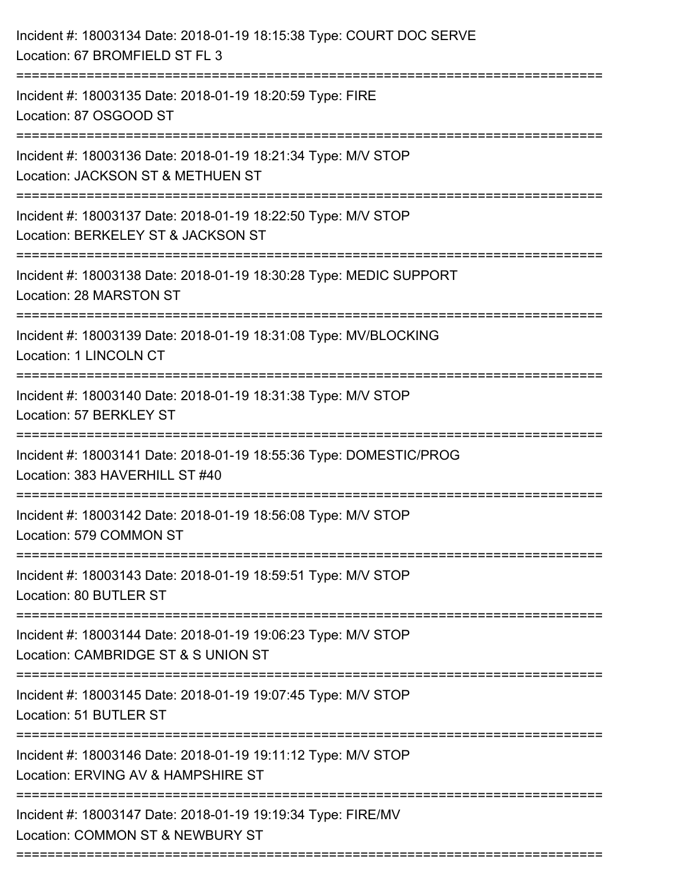Incident #: 18003134 Date: 2018-01-19 18:15:38 Type: COURT DOC SERVE
Location: 67 BROMFIELD ST FL 3

===========================================================================

Incident #: 18003135 Date: 2018-01-19 18:20:59 Type: FIRE
Location: 87 OSGOOD ST

===========================================================================

Incident #: 18003136 Date: 2018-01-19 18:21:34 Type: M/V STOP
Location: JACKSON ST & METHUEN ST

===========================================================================

Incident #: 18003137 Date: 2018-01-19 18:22:50 Type: M/V STOP
Location: BERKELEY ST & JACKSON ST

===========================================================================

Incident #: 18003138 Date: 2018-01-19 18:30:28 Type: MEDIC SUPPORT
Location: 28 MARSTON ST

===========================================================================

Incident #: 18003139 Date: 2018-01-19 18:31:08 Type: MV/BLOCKING
Location: 1 LINCOLN CT

===========================================================================

Incident #: 18003140 Date: 2018-01-19 18:31:38 Type: M/V STOP
Location: 57 BERKLEY ST

===========================================================================

Incident #: 18003141 Date: 2018-01-19 18:55:36 Type: DOMESTIC/PROG
Location: 383 HAVERHILL ST #40

===========================================================================

Incident #: 18003142 Date: 2018-01-19 18:56:08 Type: M/V STOP
Location: 579 COMMON ST

===========================================================================

Incident #: 18003143 Date: 2018-01-19 18:59:51 Type: M/V STOP
Location: 80 BUTLER ST

===========================================================================

Incident #: 18003144 Date: 2018-01-19 19:06:23 Type: M/V STOP
Location: CAMBRIDGE ST & S UNION ST

===========================================================================

Incident #: 18003145 Date: 2018-01-19 19:07:45 Type: M/V STOP
Location: 51 BUTLER ST

===========================================================================

Incident #: 18003146 Date: 2018-01-19 19:11:12 Type: M/V STOP
Location: ERVING AV & HAMPSHIRE ST

===========================================================================

Incident #: 18003147 Date: 2018-01-19 19:19:34 Type: FIRE/MV
Location: COMMON ST & NEWBURY ST

===========================================================================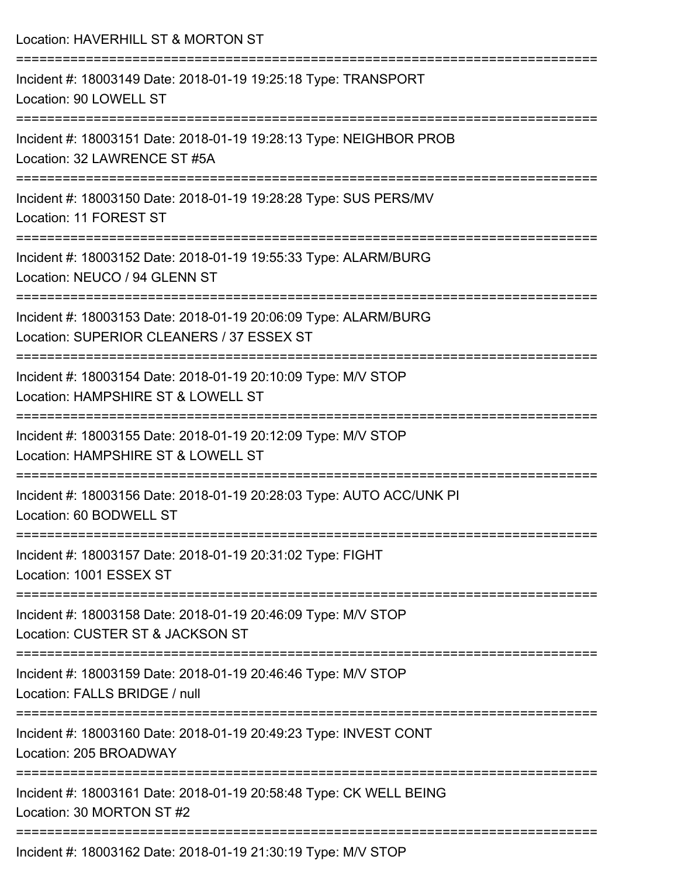Location: HAVERHILL ST & MORTON ST

===========================================================================

Incident #: 18003149 Date: 2018-01-19 19:25:18 Type: TRANSPORT
Location: 90 LOWELL ST

===========================================================================

Incident #: 18003151 Date: 2018-01-19 19:28:13 Type: NEIGHBOR PROB
Location: 32 LAWRENCE ST #5A

===========================================================================

Incident #: 18003150 Date: 2018-01-19 19:28:28 Type: SUS PERS/MV
Location: 11 FOREST ST

===========================================================================

Incident #: 18003152 Date: 2018-01-19 19:55:33 Type: ALARM/BURG
Location: NEUCO / 94 GLENN ST

===========================================================================

Incident #: 18003153 Date: 2018-01-19 20:06:09 Type: ALARM/BURG
Location: SUPERIOR CLEANERS / 37 ESSEX ST

===========================================================================

Incident #: 18003154 Date: 2018-01-19 20:10:09 Type: M/V STOP
Location: HAMPSHIRE ST & LOWELL ST

===========================================================================

Incident #: 18003155 Date: 2018-01-19 20:12:09 Type: M/V STOP
Location: HAMPSHIRE ST & LOWELL ST

===========================================================================

Incident #: 18003156 Date: 2018-01-19 20:28:03 Type: AUTO ACC/UNK PI
Location: 60 BODWELL ST

===========================================================================

Incident #: 18003157 Date: 2018-01-19 20:31:02 Type: FIGHT
Location: 1001 ESSEX ST

===========================================================================

Incident #: 18003158 Date: 2018-01-19 20:46:09 Type: M/V STOP
Location: CUSTER ST & JACKSON ST

===========================================================================

Incident #: 18003159 Date: 2018-01-19 20:46:46 Type: M/V STOP
Location: FALLS BRIDGE / null

===========================================================================

Incident #: 18003160 Date: 2018-01-19 20:49:23 Type: INVEST CONT
Location: 205 BROADWAY

===========================================================================

Incident #: 18003161 Date: 2018-01-19 20:58:48 Type: CK WELL BEING
Location: 30 MORTON ST #2

===========================================================================

Incident #: 18003162 Date: 2018-01-19 21:30:19 Type: M/V STOP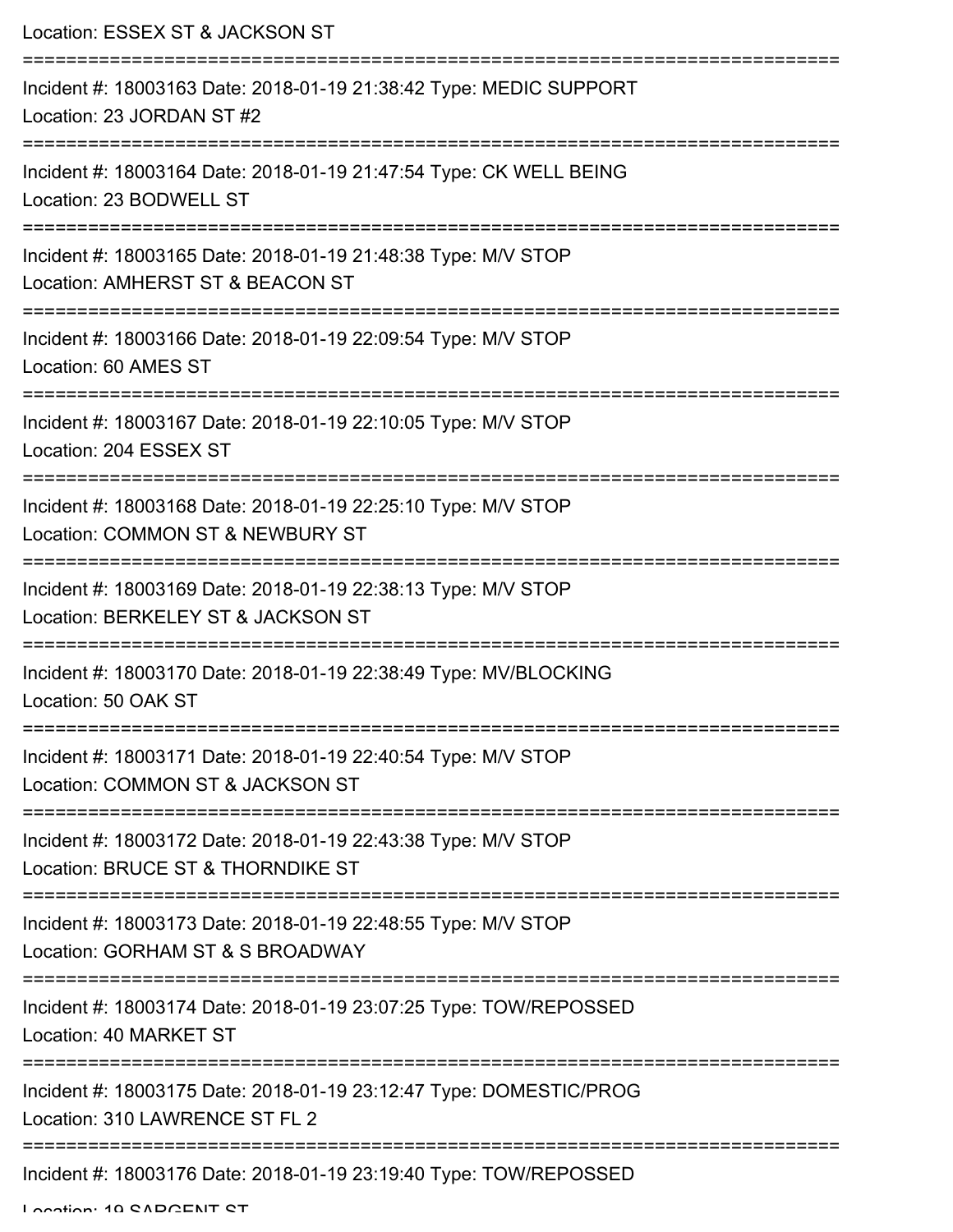Location: ESSEX ST & JACKSON ST

===========================================================================

Incident #: 18003163 Date: 2018-01-19 21:38:42 Type: MEDIC SUPPORT

Location: 23 JORDAN ST #2

===========================================================================

Incident #: 18003164 Date: 2018-01-19 21:47:54 Type: CK WELL BEING

Location: 23 BODWELL ST

===========================================================================

Incident #: 18003165 Date: 2018-01-19 21:48:38 Type: M/V STOP

Location: AMHERST ST & BEACON ST

===========================================================================

Incident #: 18003166 Date: 2018-01-19 22:09:54 Type: M/V STOP

Location: 60 AMES ST

===========================================================================

Incident #: 18003167 Date: 2018-01-19 22:10:05 Type: M/V STOP

Location: 204 ESSEX ST

===========================================================================

Incident #: 18003168 Date: 2018-01-19 22:25:10 Type: M/V STOP

Location: COMMON ST & NEWBURY ST

===========================================================================

Incident #: 18003169 Date: 2018-01-19 22:38:13 Type: M/V STOP

Location: BERKELEY ST & JACKSON ST

===========================================================================

Incident #: 18003170 Date: 2018-01-19 22:38:49 Type: MV/BLOCKING

Location: 50 OAK ST

===========================================================================

Incident #: 18003171 Date: 2018-01-19 22:40:54 Type: M/V STOP

Location: COMMON ST & JACKSON ST

===========================================================================

Incident #: 18003172 Date: 2018-01-19 22:43:38 Type: M/V STOP

Location: BRUCE ST & THORNDIKE ST

===========================================================================

Incident #: 18003173 Date: 2018-01-19 22:48:55 Type: M/V STOP

Location: GORHAM ST & S BROADWAY

===========================================================================

Incident #: 18003174 Date: 2018-01-19 23:07:25 Type: TOW/REPOSSED

Location: 40 MARKET ST

===========================================================================

Incident #: 18003175 Date: 2018-01-19 23:12:47 Type: DOMESTIC/PROG

Location: 310 LAWRENCE ST FL 2

===========================================================================

Incident #: 18003176 Date: 2018-01-19 23:19:40 Type: TOW/REPOSSED

Location: 19 SARGENT ST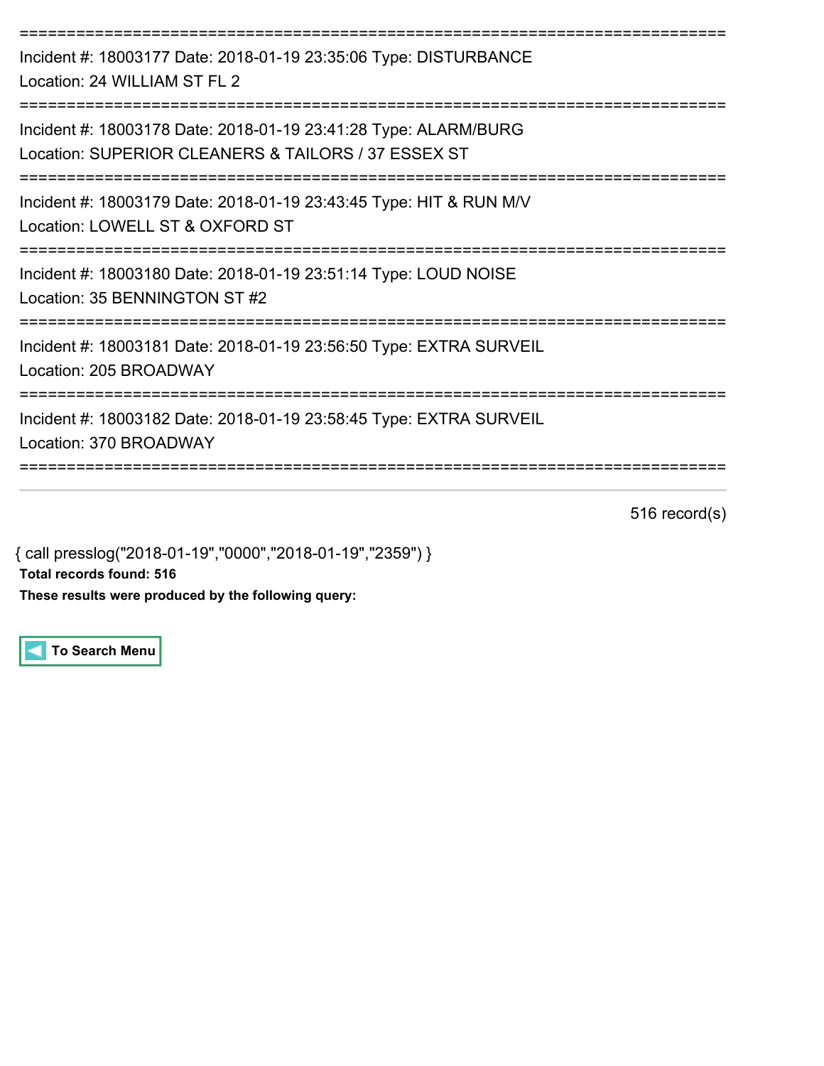===========================================================================

Incident #: 18003177 Date: 2018-01-19 23:35:06 Type: DISTURBANCE

Location: 24 WILLIAM ST FL 2

===========================================================================

Incident #: 18003178 Date: 2018-01-19 23:41:28 Type: ALARM/BURG

Location: SUPERIOR CLEANERS & TAILORS / 37 ESSEX ST

===========================================================================

Incident #: 18003179 Date: 2018-01-19 23:43:45 Type: HIT & RUN M/V

Location: LOWELL ST & OXFORD ST

===========================================================================

Incident #: 18003180 Date: 2018-01-19 23:51:14 Type: LOUD NOISE

Location: 35 BENNINGTON ST #2

===========================================================================

Incident #: 18003181 Date: 2018-01-19 23:56:50 Type: EXTRA SURVEIL

Location: 205 BROADWAY

===========================================================================

Incident #: 18003182 Date: 2018-01-19 23:58:45 Type: EXTRA SURVEIL

Location: 370 BROADWAY

===========================================================================

516 record(s)

{ call presslog("2018-01-19","0000","2018-01-19","2359") }

**Total records found: 516**

**These results were produced by the following query:**

To Search Menu